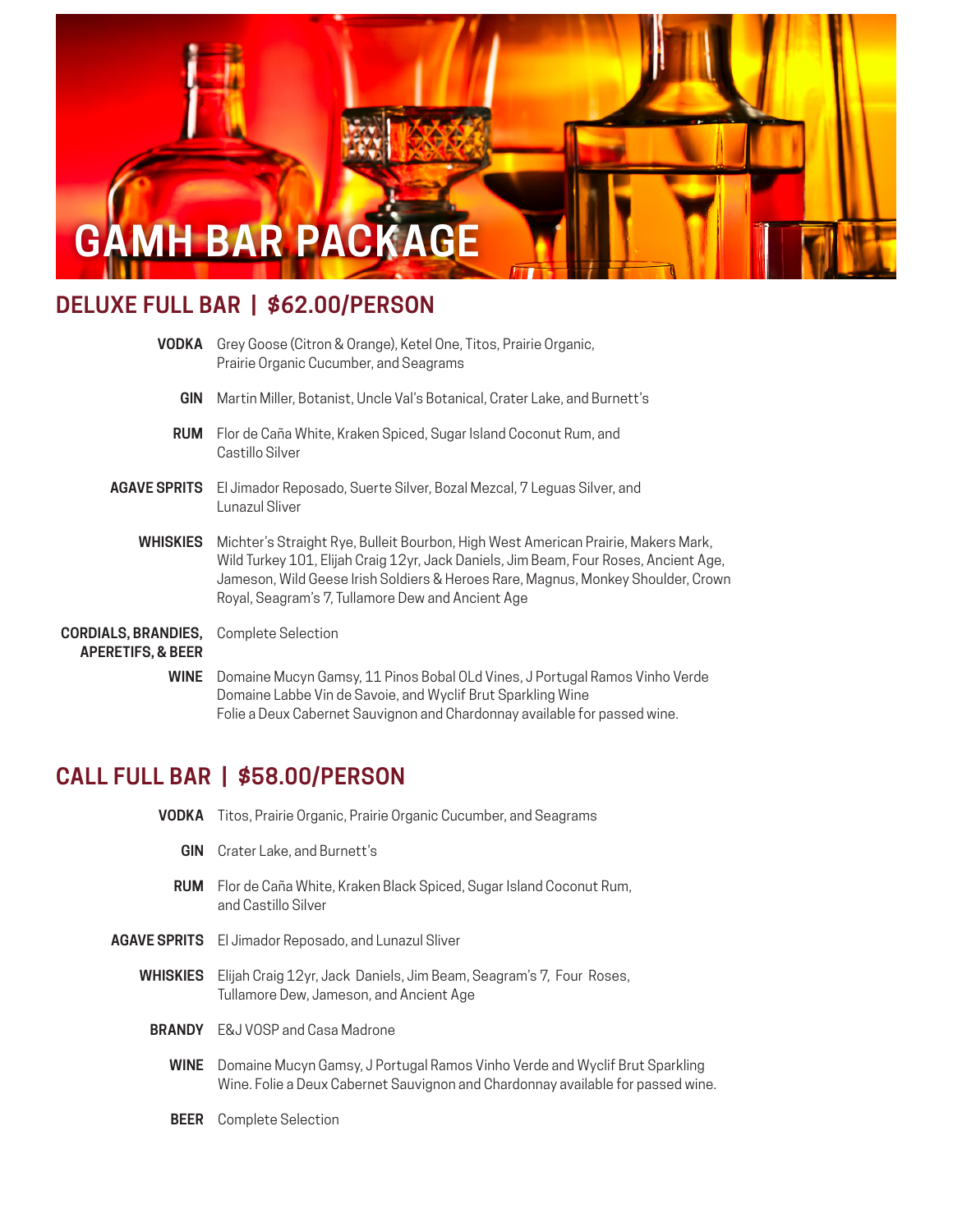# GAMH BAR PACKAGE

## DELUXE FULL BAR | $62.00/PERSON

**VODKA** Grey Goose (Citron & Orange), Ketel One, Titos, Prairie Organic, Prairie Organic Cucumber, and Seagrams

**GIN** Martin Miller, Botanist, Uncle Val's Botanical, Crater Lake, and Burnett's

**RUM** Flor de Caña White, Kraken Spiced, Sugar Island Coconut Rum, and Castillo Silver

**AGAVE SPRITS** El Jimador Reposado, Suerte Silver, Bozal Mezcal, 7 Leguas Silver, and Lunazul Sliver

**WHISKIES** Michter's Straight Rye, Bulleit Bourbon, High West American Prairie, Makers Mark, Wild Turkey 101, Elijah Craig 12yr, Jack Daniels, Jim Beam, Four Roses, Ancient Age, Jameson, Wild Geese Irish Soldiers & Heroes Rare, Magnus, Monkey Shoulder, Crown Royal, Seagram's 7, Tullamore Dew and Ancient Age

**CORDIALS, BRANDIES, APERETIFS, & BEER** Complete Selection

**WINE** Domaine Mucyn Gamsy, 11 Pinos Bobal OLd Vines, J Portugal Ramos Vinho Verde Domaine Labbe Vin de Savoie, and Wyclif Brut Sparkling Wine Folie a Deux Cabernet Sauvignon and Chardonnay available for passed wine.

## CALL FULL BAR | $58.00/PERSON

**VODKA** Titos, Prairie Organic, Prairie Organic Cucumber, and Seagrams

**GIN** Crater Lake, and Burnett's

**RUM** Flor de Caña White, Kraken Black Spiced, Sugar Island Coconut Rum, and Castillo Silver

**AGAVE SPRITS** El Jimador Reposado, and Lunazul Sliver

**WHISKIES** Elijah Craig 12yr, Jack Daniels, Jim Beam, Seagram's 7, Four Roses, Tullamore Dew, Jameson, and Ancient Age

**BRANDY** E&J VOSP and Casa Madrone

**WINE** Domaine Mucyn Gamsy, J Portugal Ramos Vinho Verde and Wyclif Brut Sparkling Wine. Folie a Deux Cabernet Sauvignon and Chardonnay available for passed wine.

**BEER** Complete Selection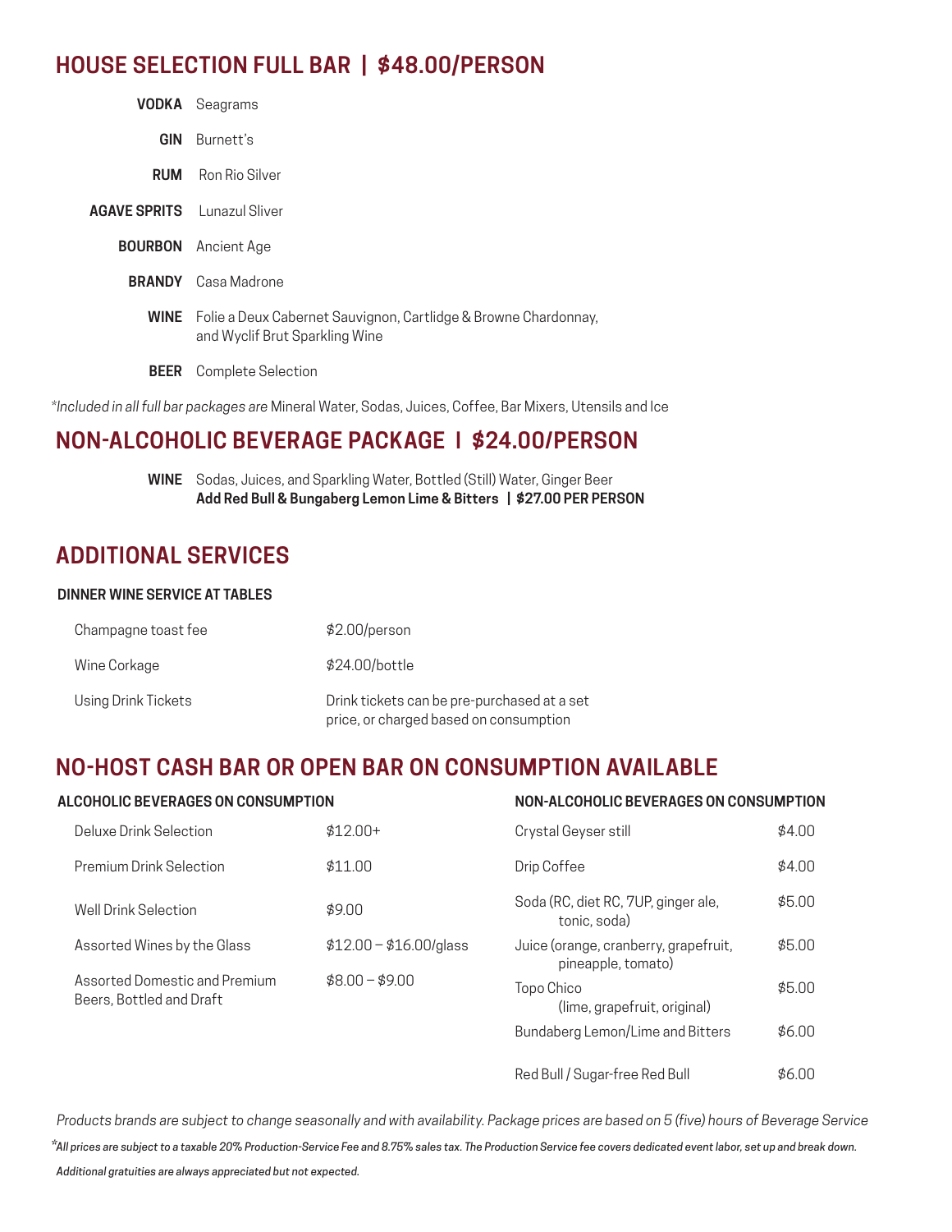## HOUSE SELECTION FULL BAR | $48.00/PERSON

| | |
|---|---|
| **VODKA** | Seagrams |
| **GIN** | Burnett's |
| **RUM** | Ron Rio Silver |
| **AGAVE SPRITS** | Lunazul Sliver |
| **BOURBON** | Ancient Age |
| **BRANDY** | Casa Madrone |
| **WINE** | Folie a Deux Cabernet Sauvignon, Cartlidge & Browne Chardonnay, and Wyclif Brut Sparkling Wine |
| **BEER** | Complete Selection |

**Included in all full bar packages are* Mineral Water, Sodas, Juices, Coffee, Bar Mixers, Utensils and Ice

## NON-ALCOHOLIC BEVERAGE PACKAGE | $24.00/PERSON

**WINE** Sodas, Juices, and Sparkling Water, Bottled (Still) Water, Ginger Beer
**Add Red Bull & Bungaberg Lemon Lime & Bitters | $27.00 PER PERSON**

## ADDITIONAL SERVICES

### DINNER WINE SERVICE AT TABLES

| | |
|---|---|
| Champagne toast fee | $2.00/person |
| Wine Corkage | $24.00/bottle |
| Using Drink Tickets | Drink tickets can be pre-purchased at a set price, or charged based on consumption |

## NO-HOST CASH BAR OR OPEN BAR ON CONSUMPTION AVAILABLE

### ALCOHOLIC BEVERAGES ON CONSUMPTION

| | |
|---|---|
| Deluxe Drink Selection | $12.00+ |
| Premium Drink Selection | $11.00 |
| Well Drink Selection | $9.00 |
| Assorted Wines by the Glass | $12.00 – $16.00/glass |
| Assorted Domestic and Premium Beers, Bottled and Draft | $8.00 – $9.00 |

### NON-ALCOHOLIC BEVERAGES ON CONSUMPTION

| | |
|---|---|
| Crystal Geyser still | $4.00 |
| Drip Coffee | $4.00 |
| Soda (RC, diet RC, 7UP, ginger ale, tonic, soda) | $5.00 |
| Juice (orange, cranberry, grapefruit, pineapple, tomato) | $5.00 |
| Topo Chico (lime, grapefruit, original) | $5.00 |
| Bundaberg Lemon/Lime and Bitters | $6.00 |
| Red Bull / Sugar-free Red Bull | $6.00 |

*Products brands are subject to change seasonally and with availability. Package prices are based on 5 (five) hours of Beverage Service*

**All prices are subject to a taxable 20% Production-Service Fee and 8.75% sales tax. The Production Service fee covers dedicated event labor, set up and break down.*

*Additional gratuities are always appreciated but not expected.*